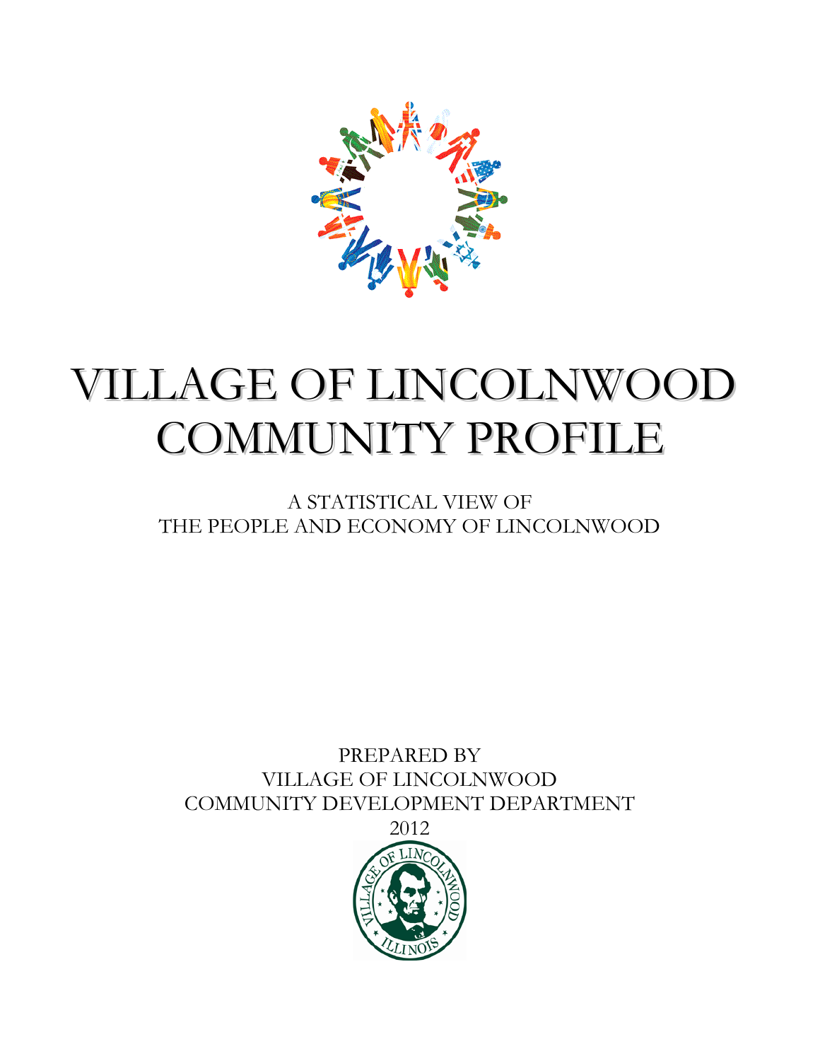# VILLAGE OF LINCOLNWOOD COMMUNITY PROFILE

A STATISTICAL VIEW OF
THE PEOPLE AND ECONOMY OF LINCOLNWOOD

PREPARED BY
VILLAGE OF LINCOLNWOOD
COMMUNITY DEVELOPMENT DEPARTMENT
2012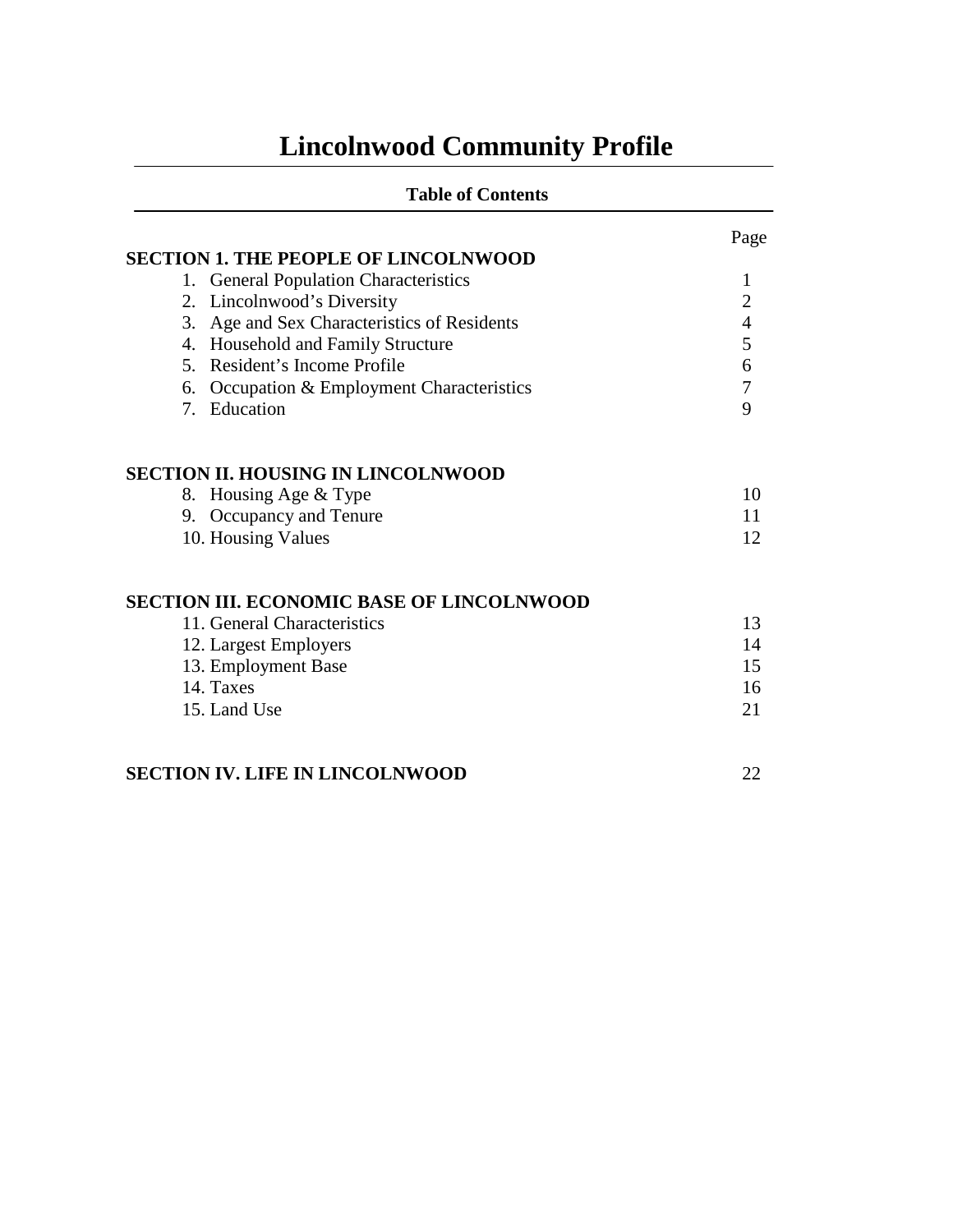# Lincolnwood Community Profile

## Table of Contents

| | Page |
|---|---|
| **SECTION 1. THE PEOPLE OF LINCOLNWOOD** | |
| 1. General Population Characteristics | 1 |
| 2. Lincolnwood's Diversity | 2 |
| 3. Age and Sex Characteristics of Residents | 4 |
| 4. Household and Family Structure | 5 |
| 5. Resident's Income Profile | 6 |
| 6. Occupation & Employment Characteristics | 7 |
| 7. Education | 9 |
| **SECTION II. HOUSING IN LINCOLNWOOD** | |
| 8. Housing Age & Type | 10 |
| 9. Occupancy and Tenure | 11 |
| 10. Housing Values | 12 |
| **SECTION III. ECONOMIC BASE OF LINCOLNWOOD** | |
| 11. General Characteristics | 13 |
| 12. Largest Employers | 14 |
| 13. Employment Base | 15 |
| 14. Taxes | 16 |
| 15. Land Use | 21 |
| **SECTION IV. LIFE IN LINCOLNWOOD** | 22 |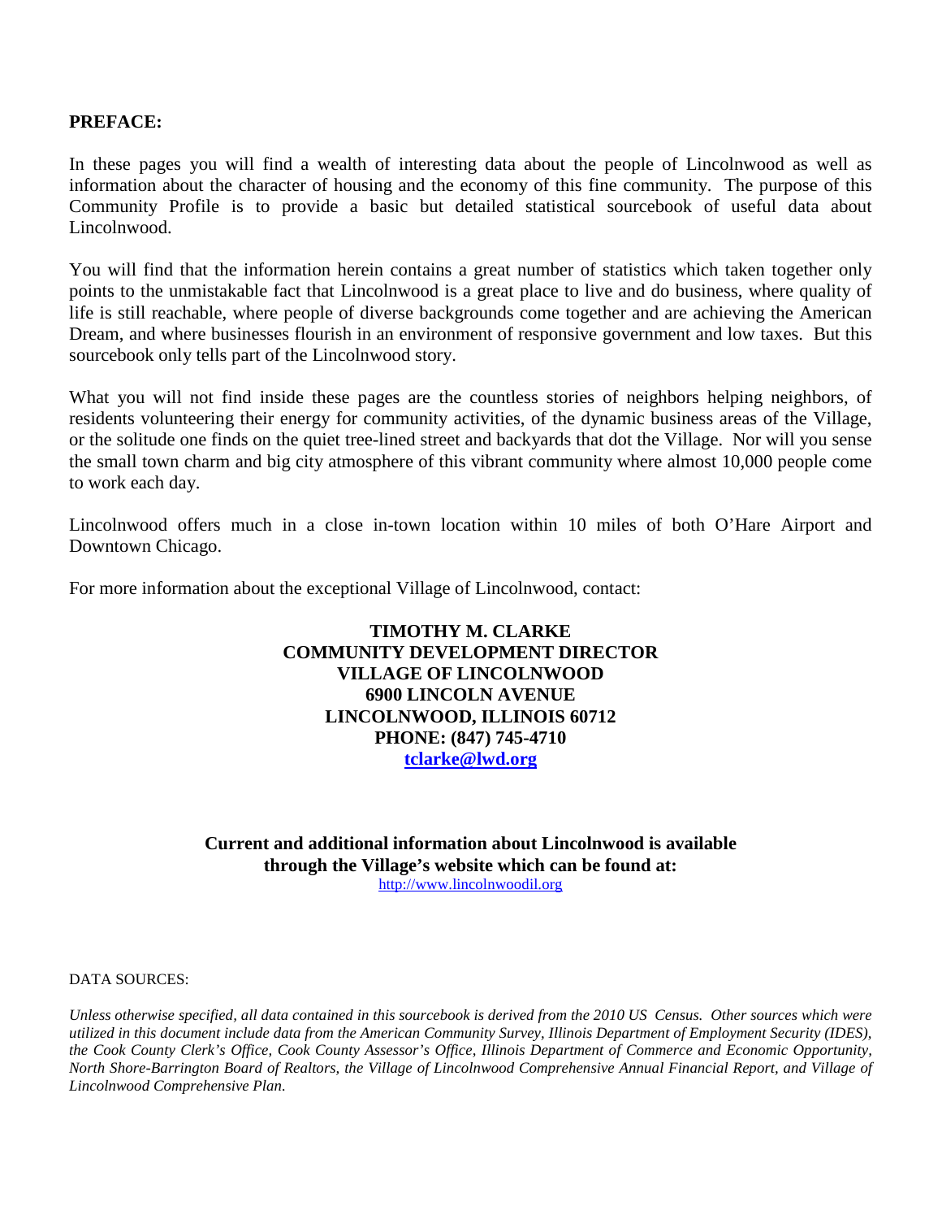**PREFACE:**

In these pages you will find a wealth of interesting data about the people of Lincolnwood as well as information about the character of housing and the economy of this fine community. The purpose of this Community Profile is to provide a basic but detailed statistical sourcebook of useful data about Lincolnwood.

You will find that the information herein contains a great number of statistics which taken together only points to the unmistakable fact that Lincolnwood is a great place to live and do business, where quality of life is still reachable, where people of diverse backgrounds come together and are achieving the American Dream, and where businesses flourish in an environment of responsive government and low taxes. But this sourcebook only tells part of the Lincolnwood story.

What you will not find inside these pages are the countless stories of neighbors helping neighbors, of residents volunteering their energy for community activities, of the dynamic business areas of the Village, or the solitude one finds on the quiet tree-lined street and backyards that dot the Village. Nor will you sense the small town charm and big city atmosphere of this vibrant community where almost 10,000 people come to work each day.

Lincolnwood offers much in a close in-town location within 10 miles of both O'Hare Airport and Downtown Chicago.

For more information about the exceptional Village of Lincolnwood, contact:

**TIMOTHY M. CLARKE**
**COMMUNITY DEVELOPMENT DIRECTOR**
**VILLAGE OF LINCOLNWOOD**
**6900 LINCOLN AVENUE**
**LINCOLNWOOD, ILLINOIS 60712**
**PHONE: (847) 745-4710**
**[tclarke@lwd.org](mailto:tclarke@lwd.org)**

**Current and additional information about Lincolnwood is available through the Village's website which can be found at:**
[http://www.lincolnwoodil.org](http://www.lincolnwoodil.org)

DATA SOURCES:

*Unless otherwise specified, all data contained in this sourcebook is derived from the 2010 US Census. Other sources which were utilized in this document include data from the American Community Survey, Illinois Department of Employment Security (IDES), the Cook County Clerk's Office, Cook County Assessor's Office, Illinois Department of Commerce and Economic Opportunity, North Shore-Barrington Board of Realtors, the Village of Lincolnwood Comprehensive Annual Financial Report, and Village of Lincolnwood Comprehensive Plan.*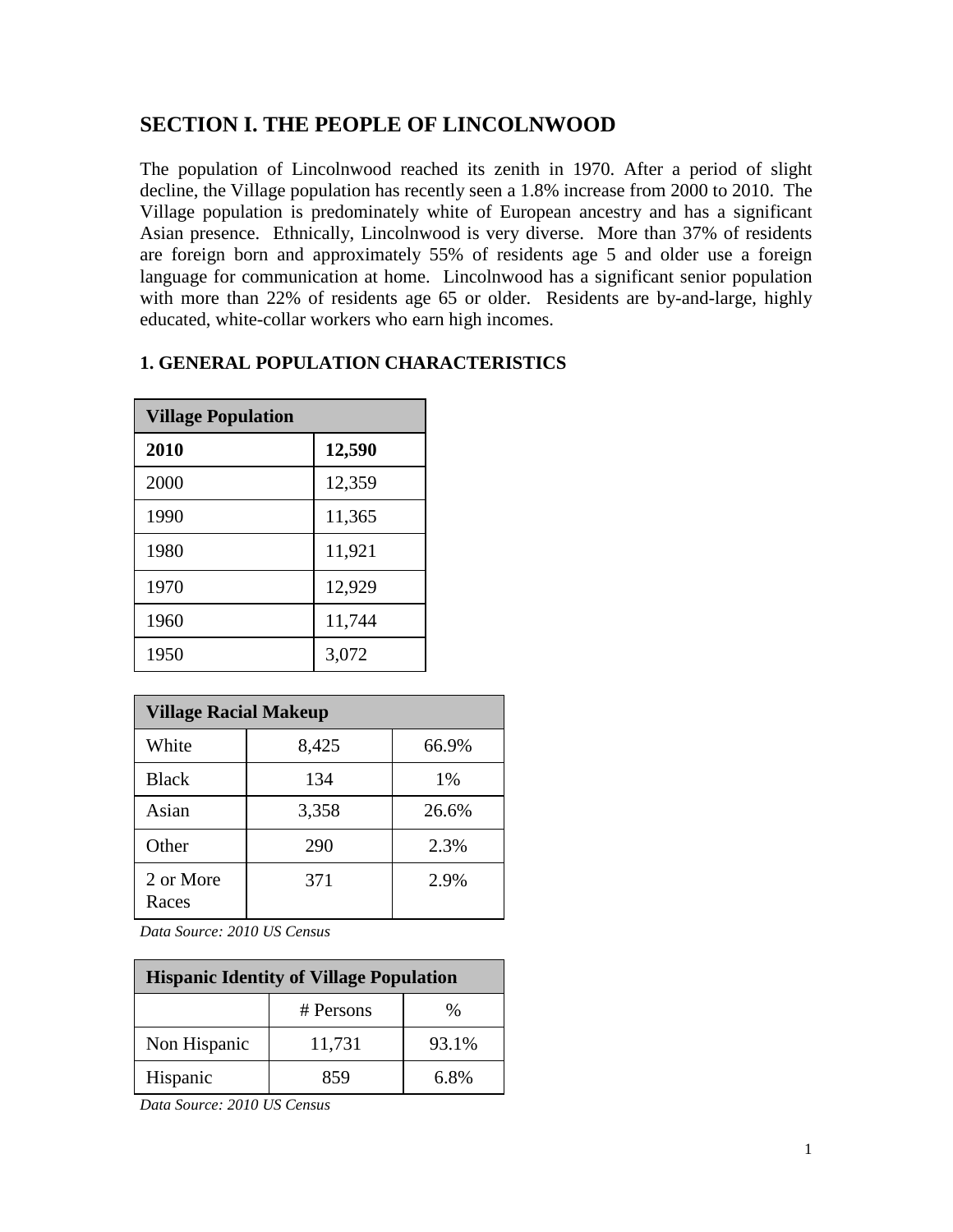# SECTION I. THE PEOPLE OF LINCOLNWOOD

The population of Lincolnwood reached its zenith in 1970. After a period of slight decline, the Village population has recently seen a 1.8% increase from 2000 to 2010. The Village population is predominately white of European ancestry and has a significant Asian presence. Ethnically, Lincolnwood is very diverse. More than 37% of residents are foreign born and approximately 55% of residents age 5 and older use a foreign language for communication at home. Lincolnwood has a significant senior population with more than 22% of residents age 65 or older. Residents are by-and-large, highly educated, white-collar workers who earn high incomes.

## 1. GENERAL POPULATION CHARACTERISTICS

| Village Population | |
|---|---|
| **2010** | **12,590** |
| 2000 | 12,359 |
| 1990 | 11,365 |
| 1980 | 11,921 |
| 1970 | 12,929 |
| 1960 | 11,744 |
| 1950 | 3,072 |

| Village Racial Makeup | | |
|---|---|---|
| White | 8,425 | 66.9% |
| Black | 134 | 1% |
| Asian | 3,358 | 26.6% |
| Other | 290 | 2.3% |
| 2 or More Races | 371 | 2.9% |

*Data Source: 2010 US Census*

| Hispanic Identity of Village Population | | |
|---|---|---|
| | # Persons | % |
| Non Hispanic | 11,731 | 93.1% |
| Hispanic | 859 | 6.8% |

*Data Source: 2010 US Census*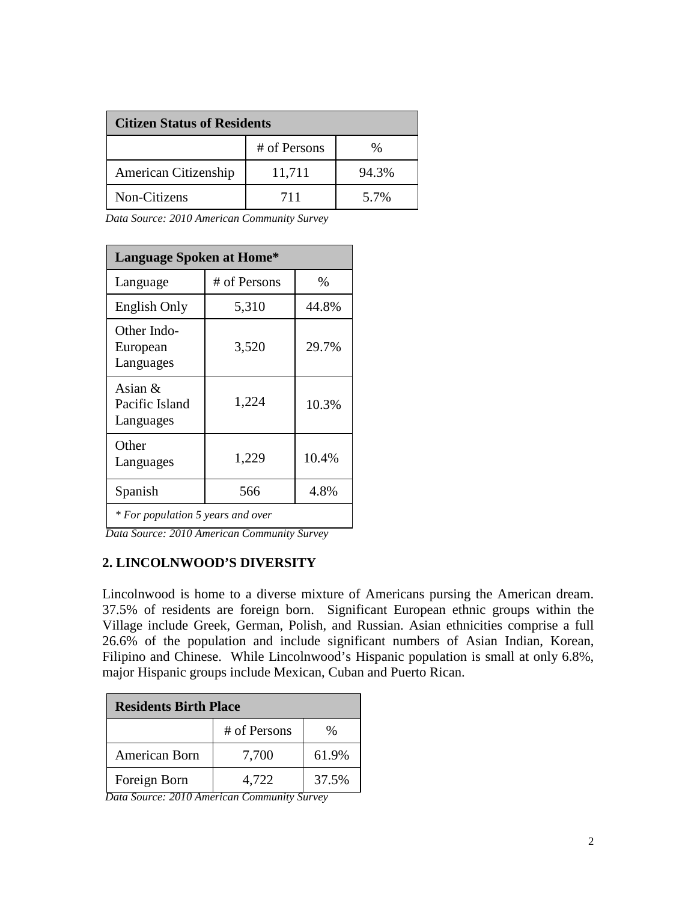| Citizen Status of Residents | | |
|---|---|---|
| | # of Persons | % |
| American Citizenship | 11,711 | 94.3% |
| Non-Citizens | 711 | 5.7% |

*Data Source: 2010 American Community Survey*

| Language Spoken at Home* | | |
|---|---|---|
| Language | # of Persons | % |
| English Only | 5,310 | 44.8% |
| Other Indo-European Languages | 3,520 | 29.7% |
| Asian & Pacific Island Languages | 1,224 | 10.3% |
| Other Languages | 1,229 | 10.4% |
| Spanish | 566 | 4.8% |
| *\* For population 5 years and over* | | |

*Data Source: 2010 American Community Survey*

**2. LINCOLNWOOD'S DIVERSITY**

Lincolnwood is home to a diverse mixture of Americans pursing the American dream. 37.5% of residents are foreign born. Significant European ethnic groups within the Village include Greek, German, Polish, and Russian. Asian ethnicities comprise a full 26.6% of the population and include significant numbers of Asian Indian, Korean, Filipino and Chinese. While Lincolnwood's Hispanic population is small at only 6.8%, major Hispanic groups include Mexican, Cuban and Puerto Rican.

| Residents Birth Place | | |
|---|---|---|
| | # of Persons | % |
| American Born | 7,700 | 61.9% |
| Foreign Born | 4,722 | 37.5% |

*Data Source: 2010 American Community Survey*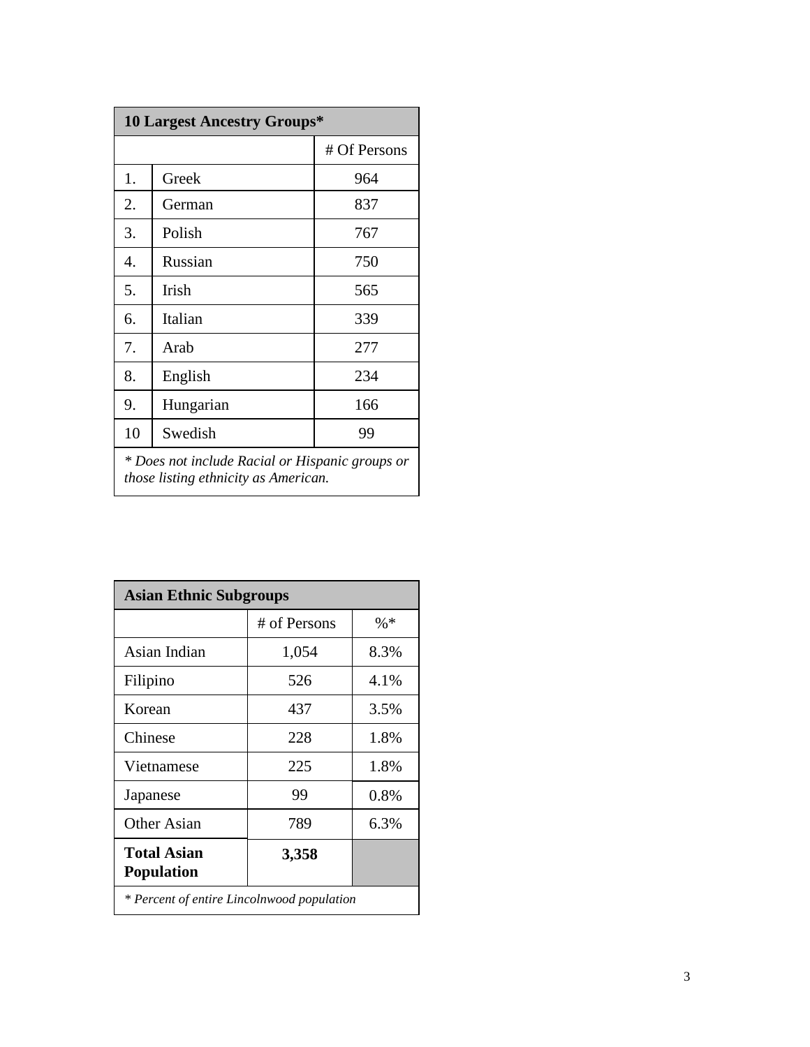| 10 Largest Ancestry Groups* | | |
|---|---|---|
| | | # Of Persons |
| 1. | Greek | 964 |
| 2. | German | 837 |
| 3. | Polish | 767 |
| 4. | Russian | 750 |
| 5. | Irish | 565 |
| 6. | Italian | 339 |
| 7. | Arab | 277 |
| 8. | English | 234 |
| 9. | Hungarian | 166 |
| 10 | Swedish | 99 |

*\* Does not include Racial or Hispanic groups or those listing ethnicity as American.*

| Asian Ethnic Subgroups | | |
|---|---|---|
| | # of Persons | %* |
| Asian Indian | 1,054 | 8.3% |
| Filipino | 526 | 4.1% |
| Korean | 437 | 3.5% |
| Chinese | 228 | 1.8% |
| Vietnamese | 225 | 1.8% |
| Japanese | 99 | 0.8% |
| Other Asian | 789 | 6.3% |
| **Total Asian Population** | **3,358** | |

*\* Percent of entire Lincolnwood population*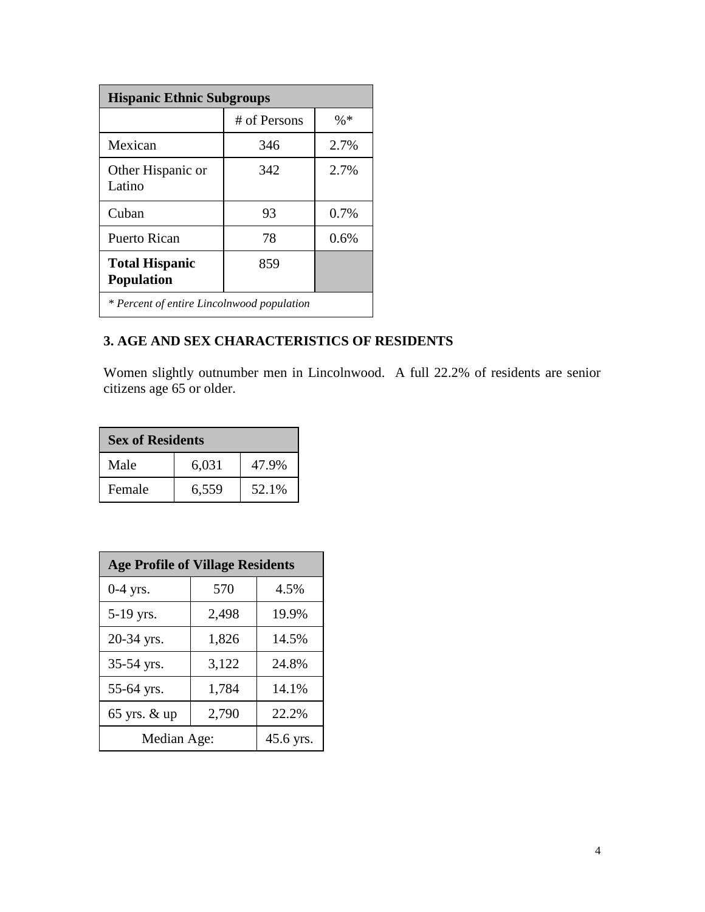| Hispanic Ethnic Subgroups | | |
|---|---|---|
| | # of Persons | %* |
| Mexican | 346 | 2.7% |
| Other Hispanic or Latino | 342 | 2.7% |
| Cuban | 93 | 0.7% |
| Puerto Rican | 78 | 0.6% |
| **Total Hispanic Population** | 859 | |
| *\* Percent of entire Lincolnwood population* | | |

## 3. AGE AND SEX CHARACTERISTICS OF RESIDENTS

Women slightly outnumber men in Lincolnwood. A full 22.2% of residents are senior citizens age 65 or older.

| Sex of Residents | | |
|---|---|---|
| Male | 6,031 | 47.9% |
| Female | 6,559 | 52.1% |

| Age Profile of Village Residents | | |
|---|---|---|
| 0-4 yrs. | 570 | 4.5% |
| 5-19 yrs. | 2,498 | 19.9% |
| 20-34 yrs. | 1,826 | 14.5% |
| 35-54 yrs. | 3,122 | 24.8% |
| 55-64 yrs. | 1,784 | 14.1% |
| 65 yrs. & up | 2,790 | 22.2% |
| Median Age: | | 45.6 yrs. |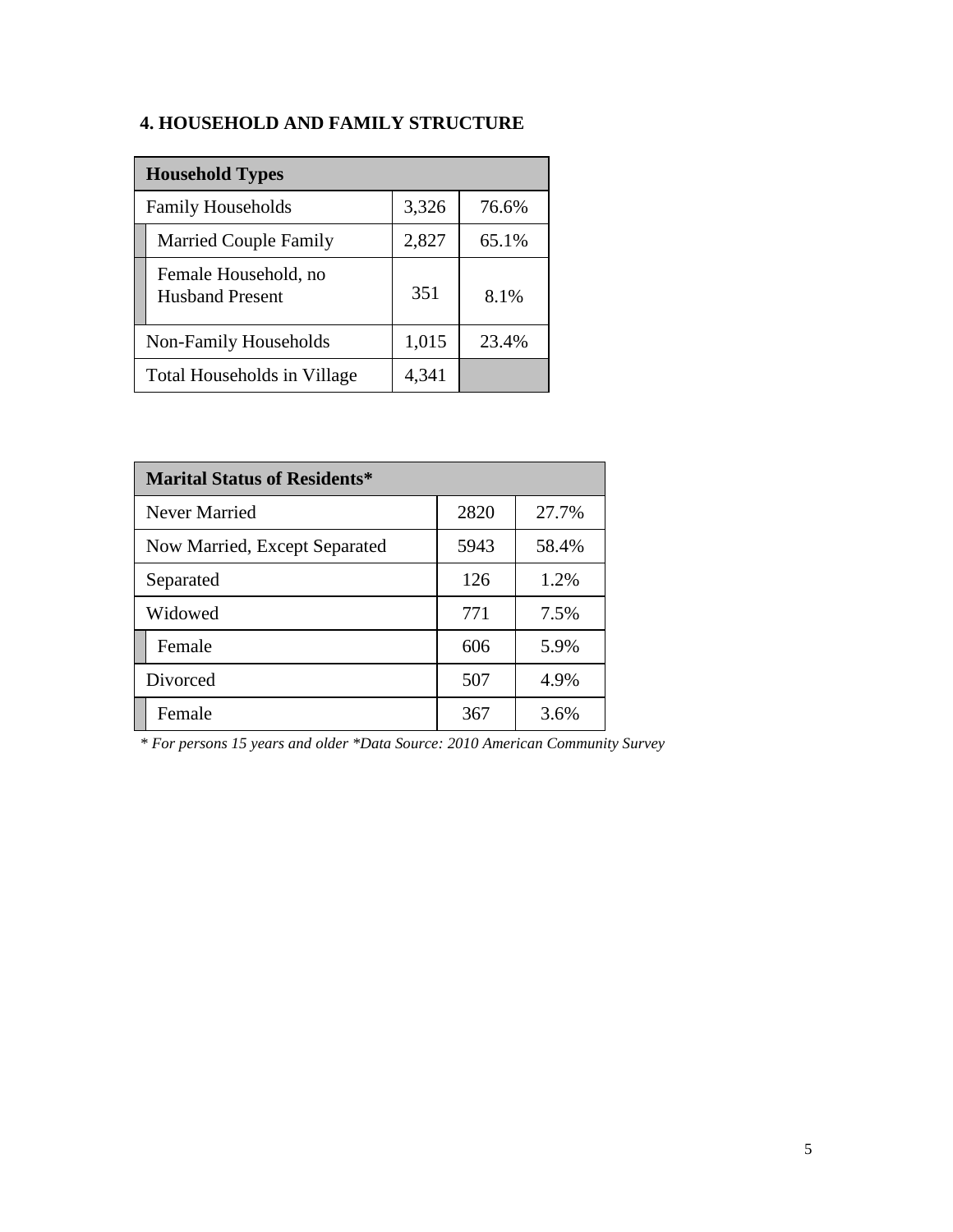### 4. HOUSEHOLD AND FAMILY STRUCTURE

| Household Types | | |
|---|---|---|
| Family Households | 3,326 | 76.6% |
| Married Couple Family | 2,827 | 65.1% |
| Female Household, no Husband Present | 351 | 8.1% |
| Non-Family Households | 1,015 | 23.4% |
| Total Households in Village | 4,341 | |

| Marital Status of Residents* | | |
|---|---|---|
| Never Married | 2820 | 27.7% |
| Now Married, Except Separated | 5943 | 58.4% |
| Separated | 126 | 1.2% |
| Widowed | 771 | 7.5% |
| Female | 606 | 5.9% |
| Divorced | 507 | 4.9% |
| Female | 367 | 3.6% |

*\* For persons 15 years and older \*Data Source: 2010 American Community Survey*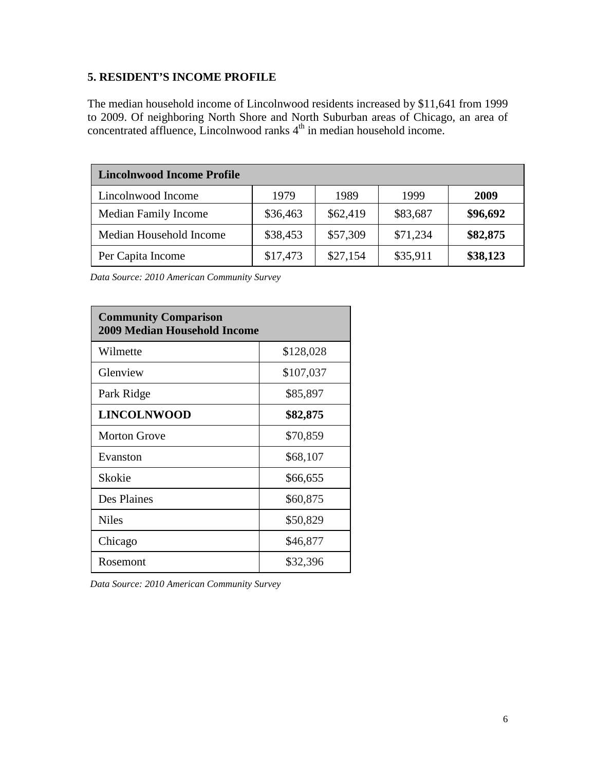## 5. RESIDENT'S INCOME PROFILE

The median household income of Lincolnwood residents increased by $11,641 from 1999 to 2009. Of neighboring North Shore and North Suburban areas of Chicago, an area of concentrated affluence, Lincolnwood ranks 4th in median household income.

| **Lincolnwood Income Profile** | | | | |
|---|---|---|---|---|
| Lincolnwood Income | 1979 | 1989 | 1999 | **2009** |
| Median Family Income | $36,463 | $62,419 | $83,687 | **$96,692** |
| Median Household Income | $38,453 | $57,309 | $71,234 | **$82,875** |
| Per Capita Income | $17,473 | $27,154 | $35,911 | **$38,123** |

*Data Source: 2010 American Community Survey*

| **Community Comparison 2009 Median Household Income** | |
|---|---|
| Wilmette | $128,028 |
| Glenview | $107,037 |
| Park Ridge | $85,897 |
| **LINCOLNWOOD** | **$82,875** |
| Morton Grove | $70,859 |
| Evanston | $68,107 |
| Skokie | $66,655 |
| Des Plaines | $60,875 |
| Niles | $50,829 |
| Chicago | $46,877 |
| Rosemont | $32,396 |

*Data Source: 2010 American Community Survey*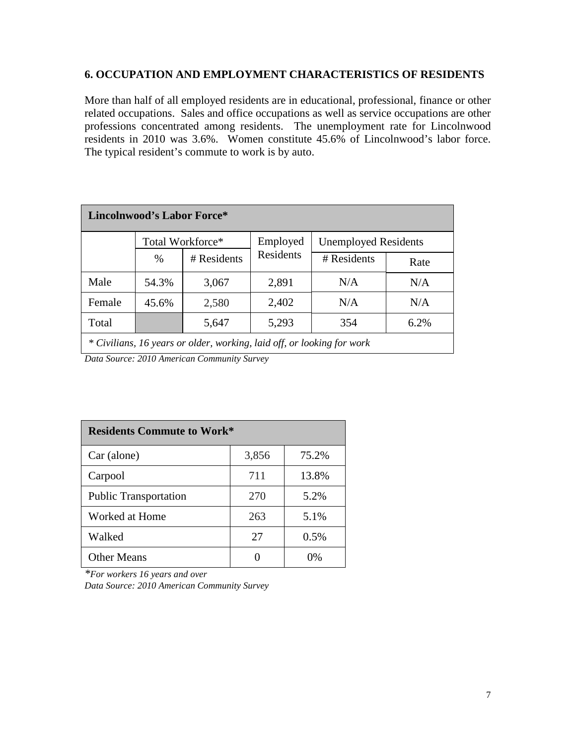## 6. OCCUPATION AND EMPLOYMENT CHARACTERISTICS OF RESIDENTS

More than half of all employed residents are in educational, professional, finance or other related occupations. Sales and office occupations as well as service occupations are other professions concentrated among residents. The unemployment rate for Lincolnwood residents in 2010 was 3.6%. Women constitute 45.6% of Lincolnwood's labor force. The typical resident's commute to work is by auto.

**Lincolnwood's Labor Force***

| | Total Workforce* | | Employed Residents | Unemployed Residents | |
|---|---|---|---|---|---|
| | % | # Residents | | # Residents | Rate |
| Male | 54.3% | 3,067 | 2,891 | N/A | N/A |
| Female | 45.6% | 2,580 | 2,402 | N/A | N/A |
| Total | | 5,647 | 5,293 | 354 | 6.2% |

*\* Civilians, 16 years or older, working, laid off, or looking for work*

*Data Source: 2010 American Community Survey*

**Residents Commute to Work***

| | | |
|---|---|---|
| Car (alone) | 3,856 | 75.2% |
| Carpool | 711 | 13.8% |
| Public Transportation | 270 | 5.2% |
| Worked at Home | 263 | 5.1% |
| Walked | 27 | 0.5% |
| Other Means | 0 | 0% |

*\*For workers 16 years and over*

*Data Source: 2010 American Community Survey*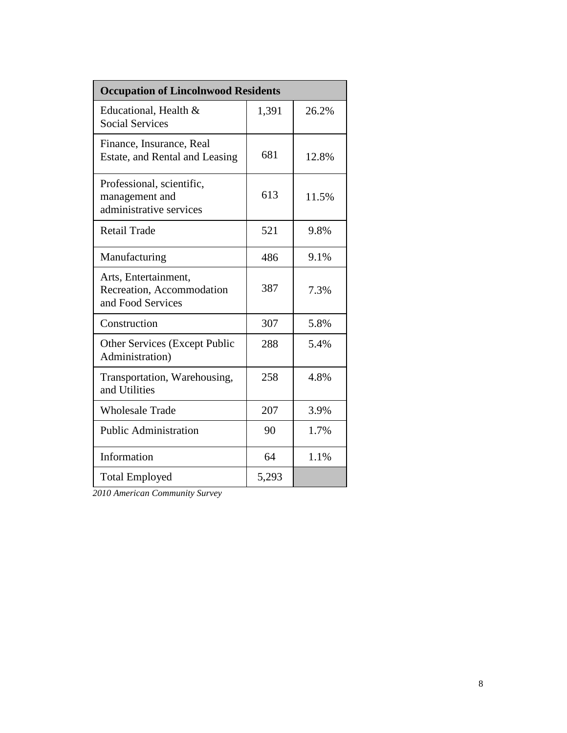| Occupation of Lincolnwood Residents | | |
|---|---|---|
| Educational, Health & Social Services | 1,391 | 26.2% |
| Finance, Insurance, Real Estate, and Rental and Leasing | 681 | 12.8% |
| Professional, scientific, management and administrative services | 613 | 11.5% |
| Retail Trade | 521 | 9.8% |
| Manufacturing | 486 | 9.1% |
| Arts, Entertainment, Recreation, Accommodation and Food Services | 387 | 7.3% |
| Construction | 307 | 5.8% |
| Other Services (Except Public Administration) | 288 | 5.4% |
| Transportation, Warehousing, and Utilities | 258 | 4.8% |
| Wholesale Trade | 207 | 3.9% |
| Public Administration | 90 | 1.7% |
| Information | 64 | 1.1% |
| Total Employed | 5,293 | |

*2010 American Community Survey*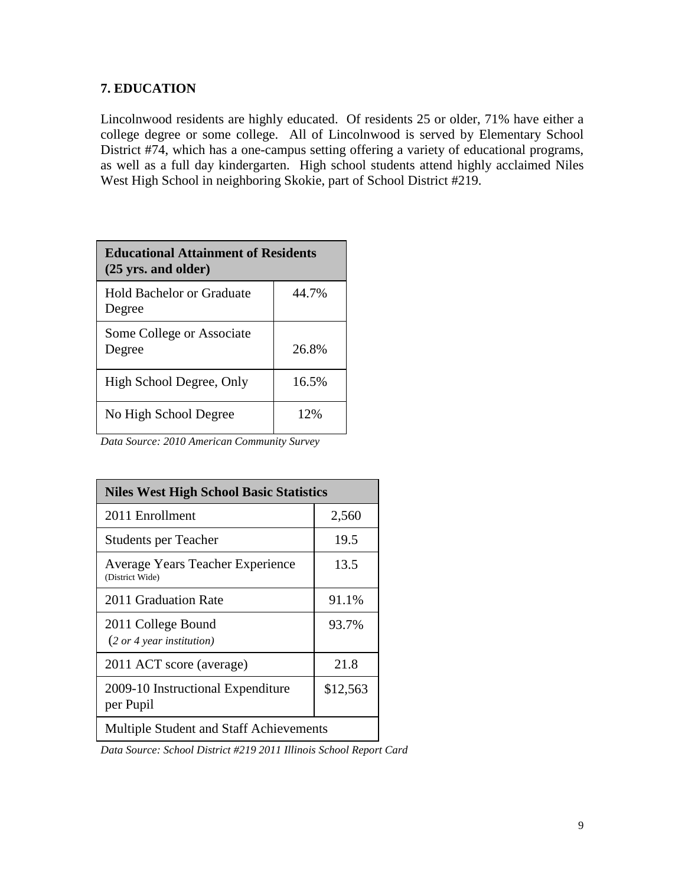## 7. EDUCATION

Lincolnwood residents are highly educated. Of residents 25 or older, 71% have either a college degree or some college. All of Lincolnwood is served by Elementary School District #74, which has a one-campus setting offering a variety of educational programs, as well as a full day kindergarten. High school students attend highly acclaimed Niles West High School in neighboring Skokie, part of School District #219.

| **Educational Attainment of Residents (25 yrs. and older)** | |
|---|---|
| Hold Bachelor or Graduate Degree | 44.7% |
| Some College or Associate Degree | 26.8% |
| High School Degree, Only | 16.5% |
| No High School Degree | 12% |

*Data Source: 2010 American Community Survey*

| **Niles West High School Basic Statistics** | |
|---|---|
| 2011 Enrollment | 2,560 |
| Students per Teacher | 19.5 |
| Average Years Teacher Experience (District Wide) | 13.5 |
| 2011 Graduation Rate | 91.1% |
| 2011 College Bound (*2 or 4 year institution)* | 93.7% |
| 2011 ACT score (average) | 21.8 |
| 2009-10 Instructional Expenditure per Pupil | $12,563 |
| Multiple Student and Staff Achievements | |

*Data Source: School District #219 2011 Illinois School Report Card*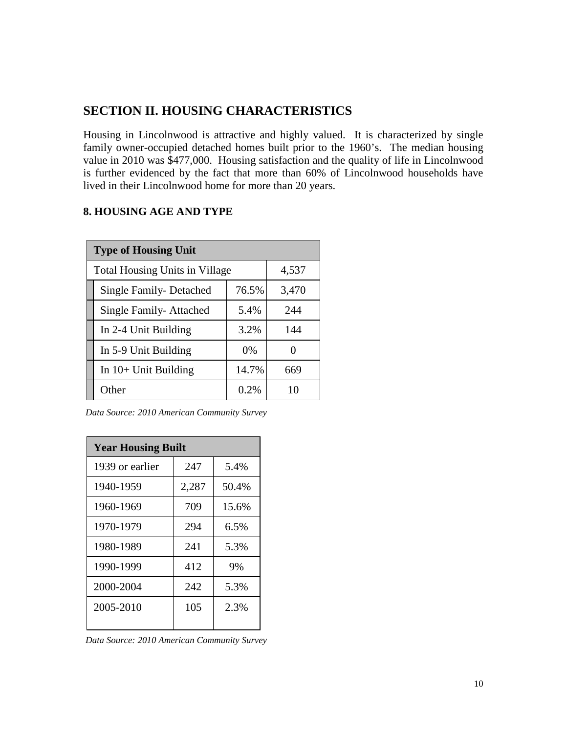## SECTION II. HOUSING CHARACTERISTICS

Housing in Lincolnwood is attractive and highly valued. It is characterized by single family owner-occupied detached homes built prior to the 1960's. The median housing value in 2010 was $477,000. Housing satisfaction and the quality of life in Lincolnwood is further evidenced by the fact that more than 60% of Lincolnwood households have lived in their Lincolnwood home for more than 20 years.

### 8. HOUSING AGE AND TYPE

| Type of Housing Unit | | |
|---|---|---|
| Total Housing Units in Village | | 4,537 |
| Single Family- Detached | 76.5% | 3,470 |
| Single Family- Attached | 5.4% | 244 |
| In 2-4 Unit Building | 3.2% | 144 |
| In 5-9 Unit Building | 0% | 0 |
| In 10+ Unit Building | 14.7% | 669 |
| Other | 0.2% | 10 |

*Data Source: 2010 American Community Survey*

| Year Housing Built | | |
|---|---|---|
| 1939 or earlier | 247 | 5.4% |
| 1940-1959 | 2,287 | 50.4% |
| 1960-1969 | 709 | 15.6% |
| 1970-1979 | 294 | 6.5% |
| 1980-1989 | 241 | 5.3% |
| 1990-1999 | 412 | 9% |
| 2000-2004 | 242 | 5.3% |
| 2005-2010 | 105 | 2.3% |

*Data Source: 2010 American Community Survey*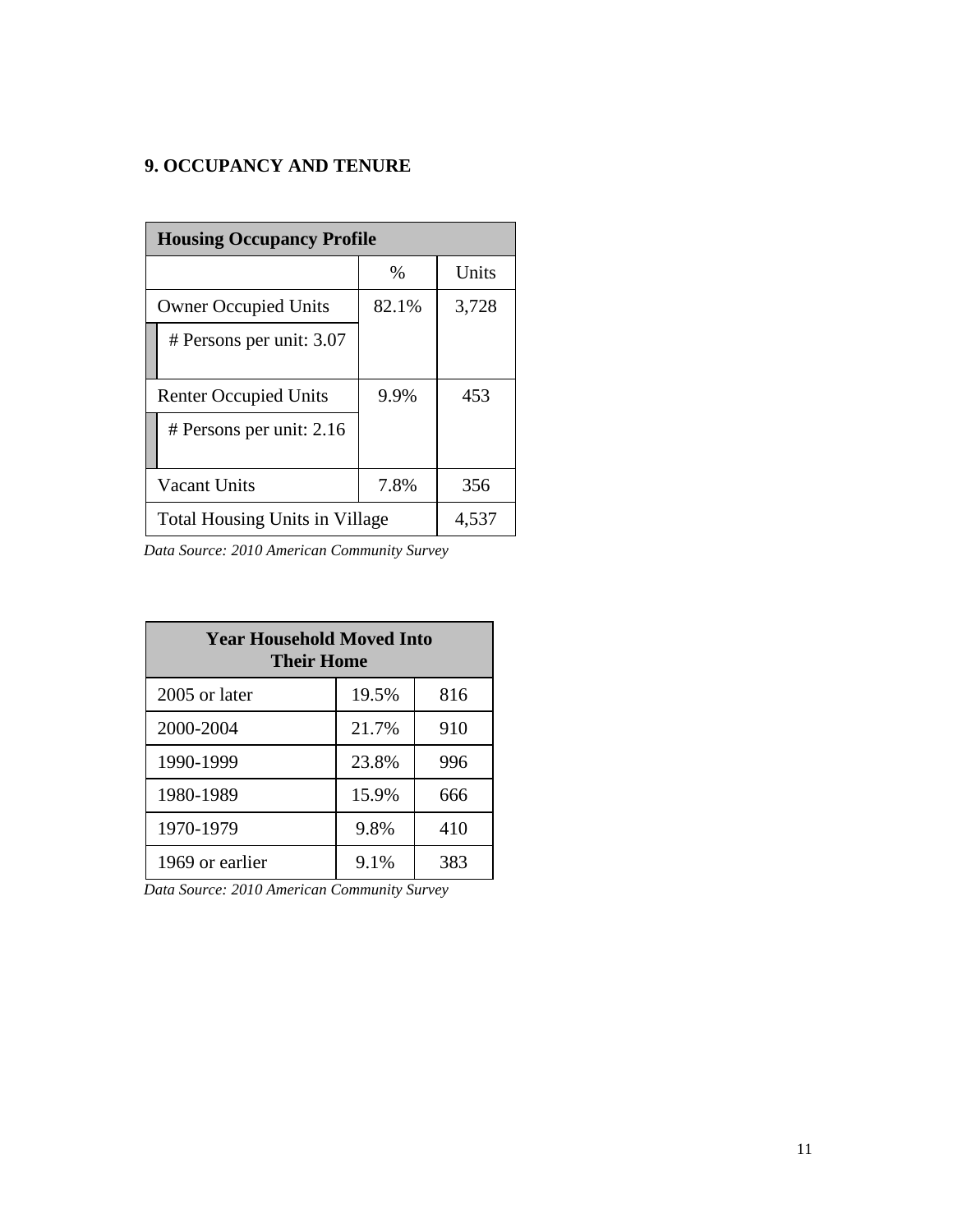## 9. OCCUPANCY AND TENURE

| **Housing Occupancy Profile** | | |
|---|---|---|
| | % | Units |
| Owner Occupied Units | 82.1% | 3,728 |
| # Persons per unit: 3.07 | | |
| Renter Occupied Units | 9.9% | 453 |
| # Persons per unit: 2.16 | | |
| Vacant Units | 7.8% | 356 |
| Total Housing Units in Village | | 4,537 |

*Data Source: 2010 American Community Survey*

| **Year Household Moved Into Their Home** | | |
|---|---|---|
| 2005 or later | 19.5% | 816 |
| 2000-2004 | 21.7% | 910 |
| 1990-1999 | 23.8% | 996 |
| 1980-1989 | 15.9% | 666 |
| 1970-1979 | 9.8% | 410 |
| 1969 or earlier | 9.1% | 383 |

*Data Source: 2010 American Community Survey*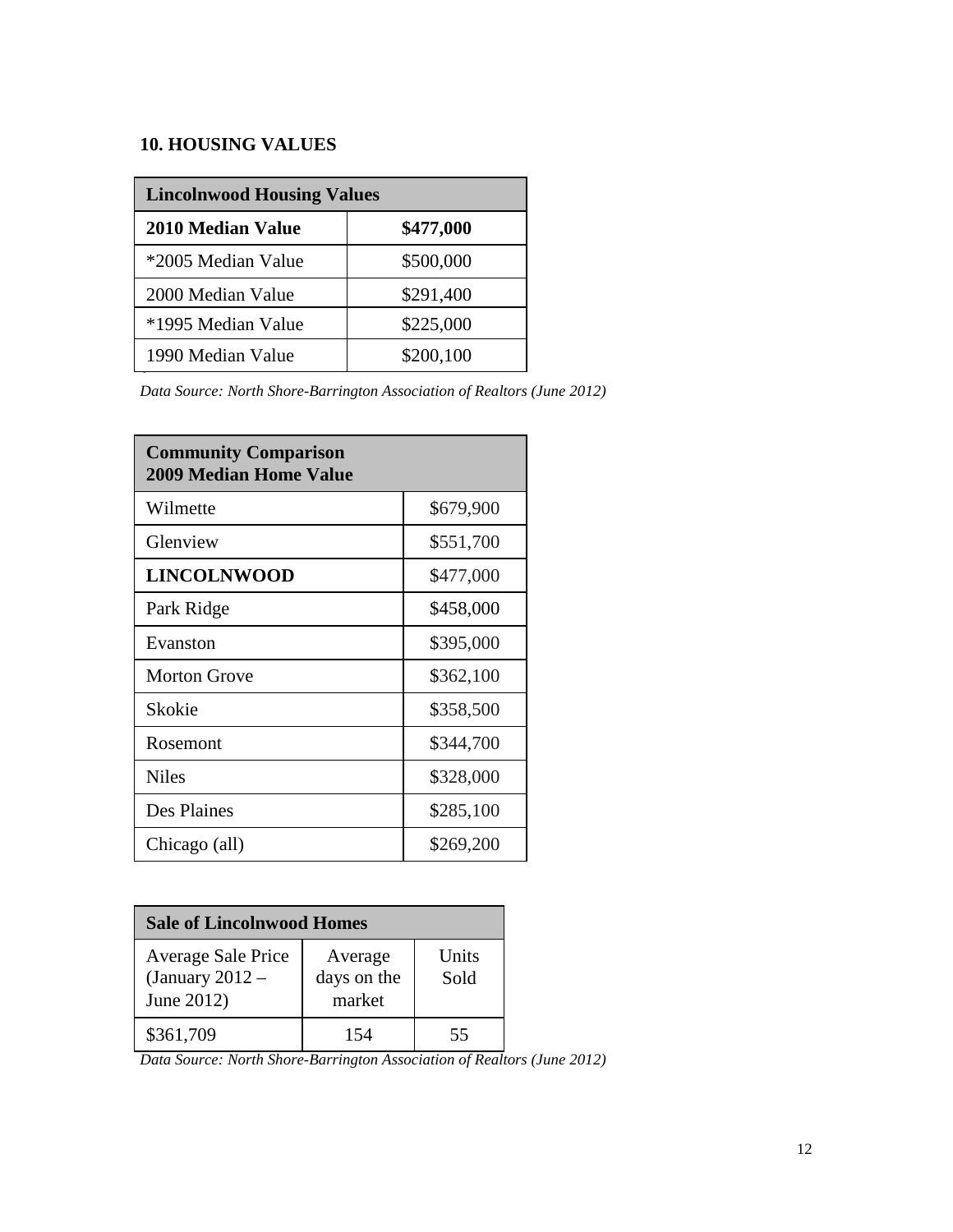## 10. HOUSING VALUES

| Lincolnwood Housing Values | |
|---|---|
| **2010 Median Value** | **$477,000** |
| *2005 Median Value | $500,000 |
| 2000 Median Value | $291,400 |
| *1995 Median Value | $225,000 |
| 1990 Median Value | $200,100 |

*Data Source: North Shore-Barrington Association of Realtors (June 2012)*

| Community Comparison 2009 Median Home Value | |
|---|---|
| Wilmette | $679,900 |
| Glenview | $551,700 |
| **LINCOLNWOOD** | $477,000 |
| Park Ridge | $458,000 |
| Evanston | $395,000 |
| Morton Grove | $362,100 |
| Skokie | $358,500 |
| Rosemont | $344,700 |
| Niles | $328,000 |
| Des Plaines | $285,100 |
| Chicago (all) | $269,200 |

| Sale of Lincolnwood Homes | | |
|---|---|---|
| Average Sale Price (January 2012 – June 2012) | Average days on the market | Units Sold |
| $361,709 | 154 | 55 |

*Data Source: North Shore-Barrington Association of Realtors (June 2012)*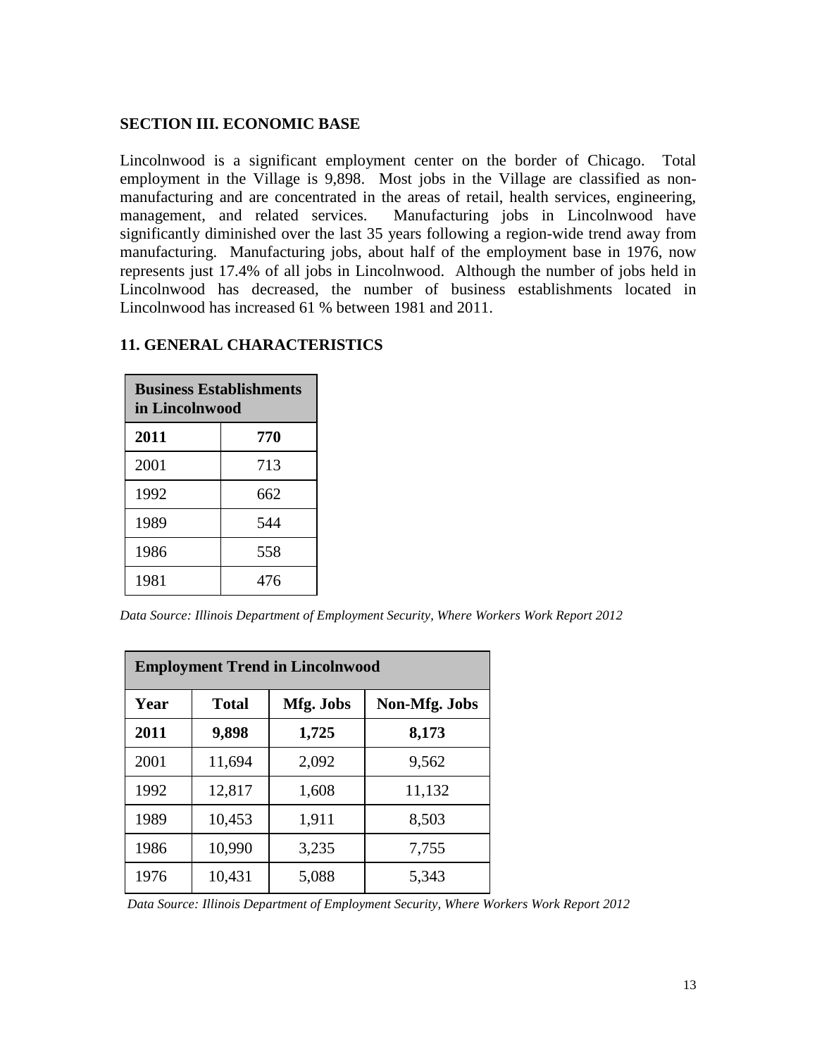## SECTION III. ECONOMIC BASE

Lincolnwood is a significant employment center on the border of Chicago. Total employment in the Village is 9,898. Most jobs in the Village are classified as non-manufacturing and are concentrated in the areas of retail, health services, engineering, management, and related services. Manufacturing jobs in Lincolnwood have significantly diminished over the last 35 years following a region-wide trend away from manufacturing. Manufacturing jobs, about half of the employment base in 1976, now represents just 17.4% of all jobs in Lincolnwood. Although the number of jobs held in Lincolnwood has decreased, the number of business establishments located in Lincolnwood has increased 61 % between 1981 and 2011.

### 11. GENERAL CHARACTERISTICS

| **Business Establishments in Lincolnwood** | |
|---|---|
| **2011** | **770** |
| 2001 | 713 |
| 1992 | 662 |
| 1989 | 544 |
| 1986 | 558 |
| 1981 | 476 |

*Data Source: Illinois Department of Employment Security, Where Workers Work Report 2012*

| **Employment Trend in Lincolnwood** | | | |
|---|---|---|---|
| **Year** | **Total** | **Mfg. Jobs** | **Non-Mfg. Jobs** |
| **2011** | **9,898** | **1,725** | **8,173** |
| 2001 | 11,694 | 2,092 | 9,562 |
| 1992 | 12,817 | 1,608 | 11,132 |
| 1989 | 10,453 | 1,911 | 8,503 |
| 1986 | 10,990 | 3,235 | 7,755 |
| 1976 | 10,431 | 5,088 | 5,343 |

*Data Source: Illinois Department of Employment Security, Where Workers Work Report 2012*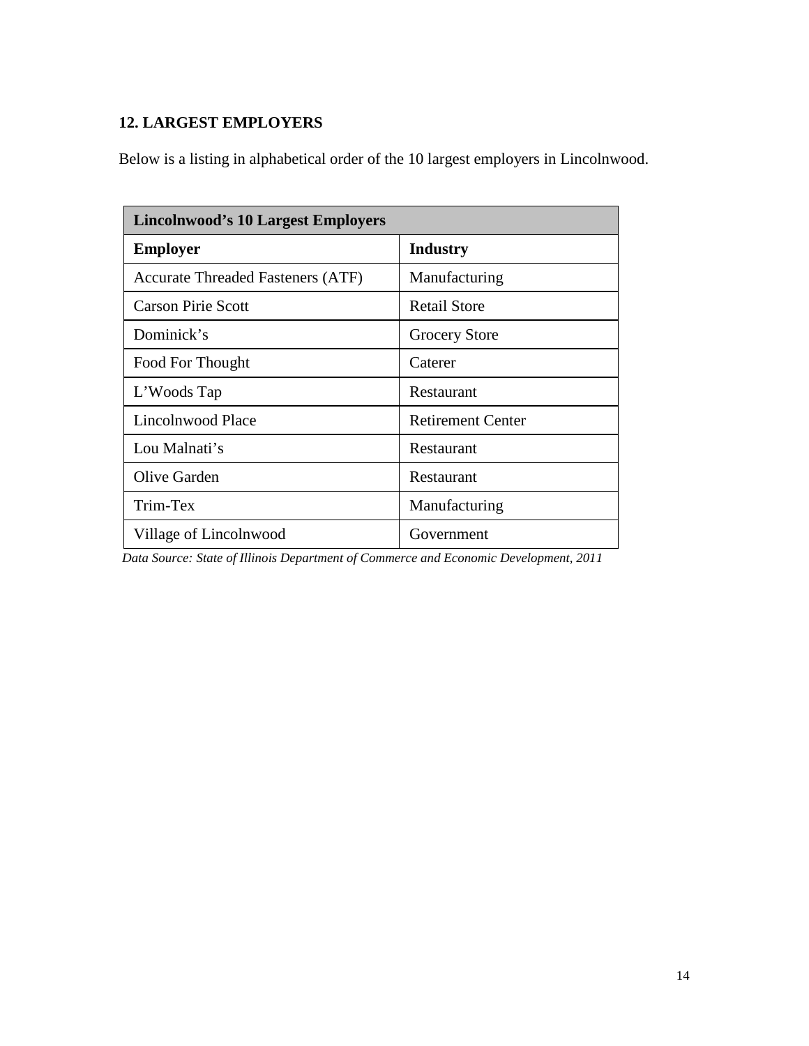## 12. LARGEST EMPLOYERS

Below is a listing in alphabetical order of the 10 largest employers in Lincolnwood.

| Lincolnwood's 10 Largest Employers | |
|---|---|
| **Employer** | **Industry** |
| Accurate Threaded Fasteners (ATF) | Manufacturing |
| Carson Pirie Scott | Retail Store |
| Dominick's | Grocery Store |
| Food For Thought | Caterer |
| L'Woods Tap | Restaurant |
| Lincolnwood Place | Retirement Center |
| Lou Malnati's | Restaurant |
| Olive Garden | Restaurant |
| Trim-Tex | Manufacturing |
| Village of Lincolnwood | Government |

*Data Source: State of Illinois Department of Commerce and Economic Development, 2011*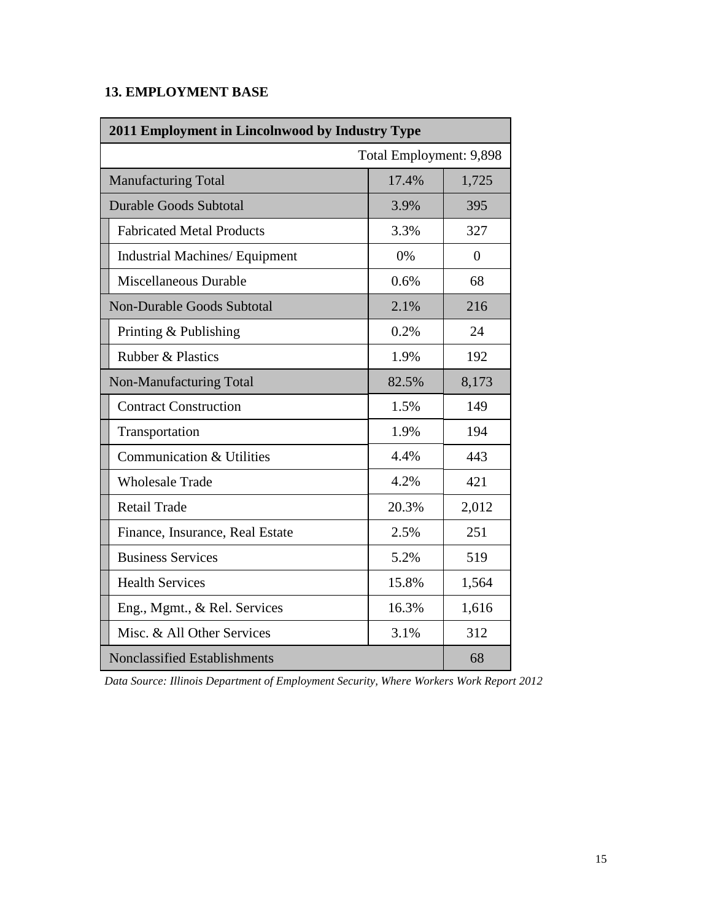**13. EMPLOYMENT BASE**

| 2011 Employment in Lincolnwood by Industry Type | | |
|---|---|---|
| | | Total Employment: 9,898 |
| Manufacturing Total | 17.4% | 1,725 |
| Durable Goods Subtotal | 3.9% | 395 |
| Fabricated Metal Products | 3.3% | 327 |
| Industrial Machines/ Equipment | 0% | 0 |
| Miscellaneous Durable | 0.6% | 68 |
| Non-Durable Goods Subtotal | 2.1% | 216 |
| Printing & Publishing | 0.2% | 24 |
| Rubber & Plastics | 1.9% | 192 |
| Non-Manufacturing Total | 82.5% | 8,173 |
| Contract Construction | 1.5% | 149 |
| Transportation | 1.9% | 194 |
| Communication & Utilities | 4.4% | 443 |
| Wholesale Trade | 4.2% | 421 |
| Retail Trade | 20.3% | 2,012 |
| Finance, Insurance, Real Estate | 2.5% | 251 |
| Business Services | 5.2% | 519 |
| Health Services | 15.8% | 1,564 |
| Eng., Mgmt., & Rel. Services | 16.3% | 1,616 |
| Misc. & All Other Services | 3.1% | 312 |
| Nonclassified Establishments | | 68 |

*Data Source: Illinois Department of Employment Security, Where Workers Work Report 2012*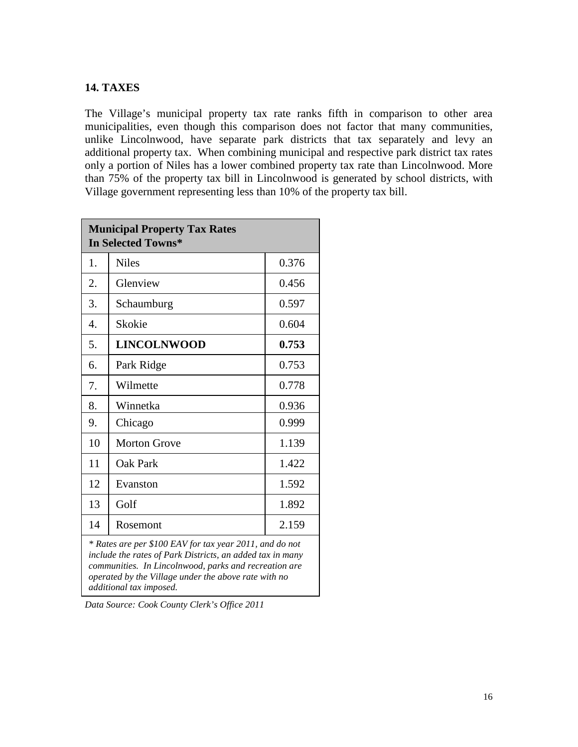## 14. TAXES

The Village's municipal property tax rate ranks fifth in comparison to other area municipalities, even though this comparison does not factor that many communities, unlike Lincolnwood, have separate park districts that tax separately and levy an additional property tax. When combining municipal and respective park district tax rates only a portion of Niles has a lower combined property tax rate than Lincolnwood. More than 75% of the property tax bill in Lincolnwood is generated by school districts, with Village government representing less than 10% of the property tax bill.

| **Municipal Property Tax Rates In Selected Towns*** | | |
|---|---|---|
| 1. | Niles | 0.376 |
| 2. | Glenview | 0.456 |
| 3. | Schaumburg | 0.597 |
| 4. | Skokie | 0.604 |
| 5. | **LINCOLNWOOD** | **0.753** |
| 6. | Park Ridge | 0.753 |
| 7. | Wilmette | 0.778 |
| 8. | Winnetka | 0.936 |
| 9. | Chicago | 0.999 |
| 10 | Morton Grove | 1.139 |
| 11 | Oak Park | 1.422 |
| 12 | Evanston | 1.592 |
| 13 | Golf | 1.892 |
| 14 | Rosemont | 2.159 |

*\* Rates are per $100 EAV for tax year 2011, and do not include the rates of Park Districts, an added tax in many communities. In Lincolnwood, parks and recreation are operated by the Village under the above rate with no additional tax imposed.*

*Data Source: Cook County Clerk's Office 2011*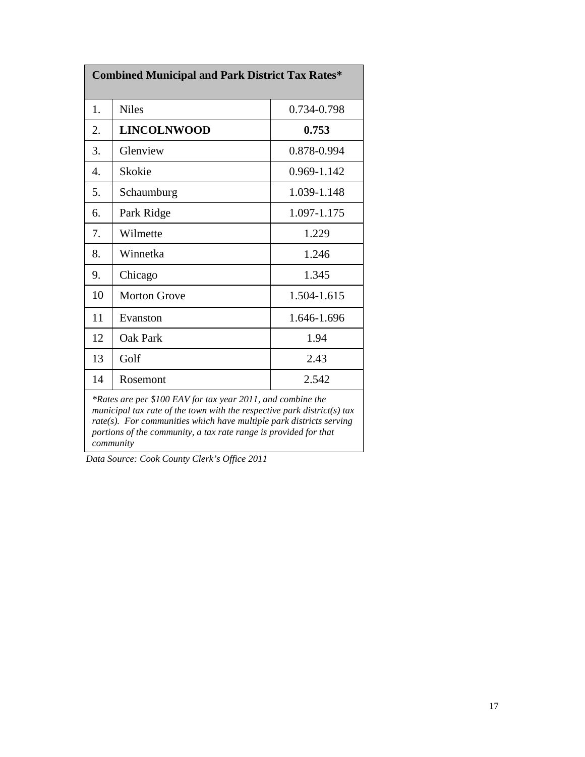| Combined Municipal and Park District Tax Rates* | | |
|---|---|---|
| 1. | Niles | 0.734-0.798 |
| 2. | **LINCOLNWOOD** | **0.753** |
| 3. | Glenview | 0.878-0.994 |
| 4. | Skokie | 0.969-1.142 |
| 5. | Schaumburg | 1.039-1.148 |
| 6. | Park Ridge | 1.097-1.175 |
| 7. | Wilmette | 1.229 |
| 8. | Winnetka | 1.246 |
| 9. | Chicago | 1.345 |
| 10 | Morton Grove | 1.504-1.615 |
| 11 | Evanston | 1.646-1.696 |
| 12 | Oak Park | 1.94 |
| 13 | Golf | 2.43 |
| 14 | Rosemont | 2.542 |

*\*Rates are per $100 EAV for tax year 2011, and combine the municipal tax rate of the town with the respective park district(s) tax rate(s). For communities which have multiple park districts serving portions of the community, a tax rate range is provided for that community*

*Data Source: Cook County Clerk's Office 2011*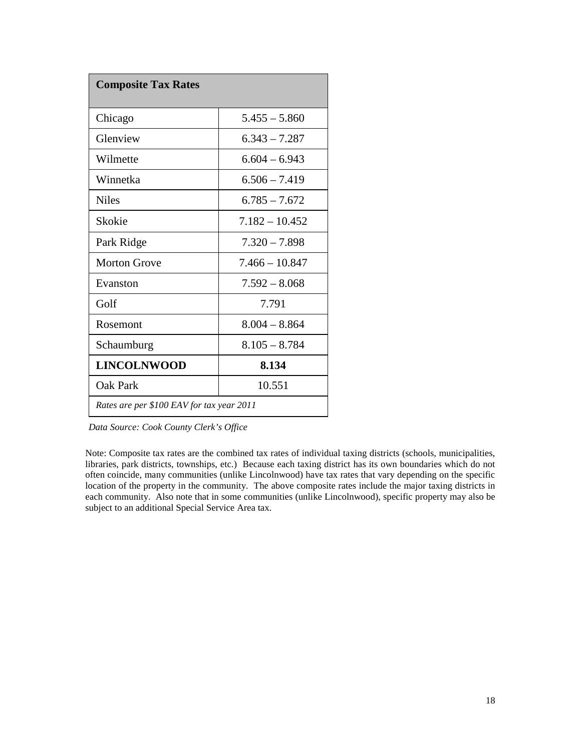| Composite Tax Rates | |
|---|---|
| Chicago | 5.455 – 5.860 |
| Glenview | 6.343 – 7.287 |
| Wilmette | 6.604 – 6.943 |
| Winnetka | 6.506 – 7.419 |
| Niles | 6.785 – 7.672 |
| Skokie | 7.182 – 10.452 |
| Park Ridge | 7.320 – 7.898 |
| Morton Grove | 7.466 – 10.847 |
| Evanston | 7.592 – 8.068 |
| Golf | 7.791 |
| Rosemont | 8.004 – 8.864 |
| Schaumburg | 8.105 – 8.784 |
| **LINCOLNWOOD** | **8.134** |
| Oak Park | 10.551 |
| *Rates are per $100 EAV for tax year 2011* | |

*Data Source: Cook County Clerk's Office*

Note: Composite tax rates are the combined tax rates of individual taxing districts (schools, municipalities, libraries, park districts, townships, etc.) Because each taxing district has its own boundaries which do not often coincide, many communities (unlike Lincolnwood) have tax rates that vary depending on the specific location of the property in the community. The above composite rates include the major taxing districts in each community. Also note that in some communities (unlike Lincolnwood), specific property may also be subject to an additional Special Service Area tax.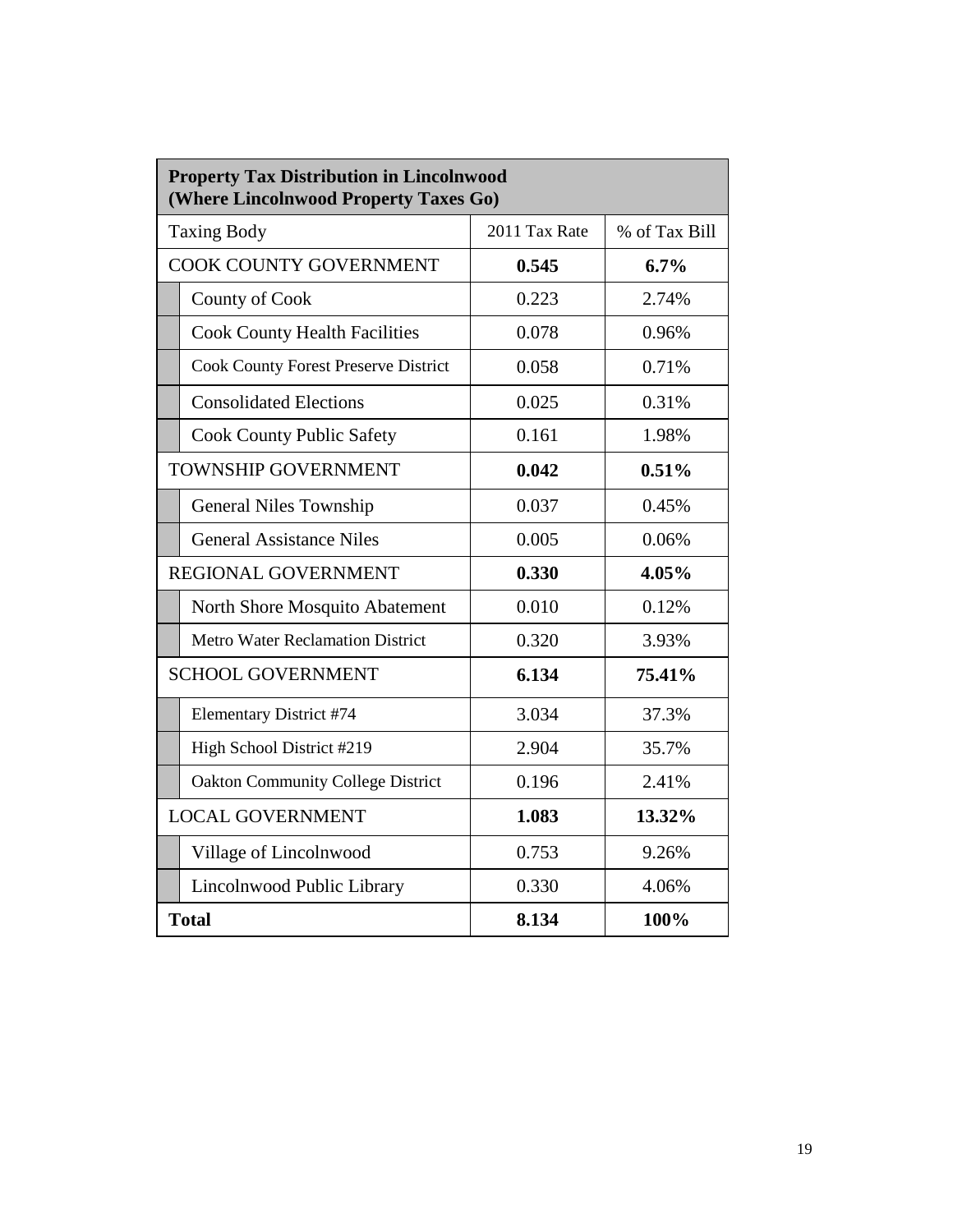| Property Tax Distribution in Lincolnwood (Where Lincolnwood Property Taxes Go) | | |
|---|---|---|
| Taxing Body | 2011 Tax Rate | % of Tax Bill |
| COOK COUNTY GOVERNMENT | **0.545** | **6.7%** |
| County of Cook | 0.223 | 2.74% |
| Cook County Health Facilities | 0.078 | 0.96% |
| Cook County Forest Preserve District | 0.058 | 0.71% |
| Consolidated Elections | 0.025 | 0.31% |
| Cook County Public Safety | 0.161 | 1.98% |
| TOWNSHIP GOVERNMENT | **0.042** | **0.51%** |
| General Niles Township | 0.037 | 0.45% |
| General Assistance Niles | 0.005 | 0.06% |
| REGIONAL GOVERNMENT | **0.330** | **4.05%** |
| North Shore Mosquito Abatement | 0.010 | 0.12% |
| Metro Water Reclamation District | 0.320 | 3.93% |
| SCHOOL GOVERNMENT | **6.134** | **75.41%** |
| Elementary District #74 | 3.034 | 37.3% |
| High School District #219 | 2.904 | 35.7% |
| Oakton Community College District | 0.196 | 2.41% |
| LOCAL GOVERNMENT | **1.083** | **13.32%** |
| Village of Lincolnwood | 0.753 | 9.26% |
| Lincolnwood Public Library | 0.330 | 4.06% |
| **Total** | **8.134** | **100%** |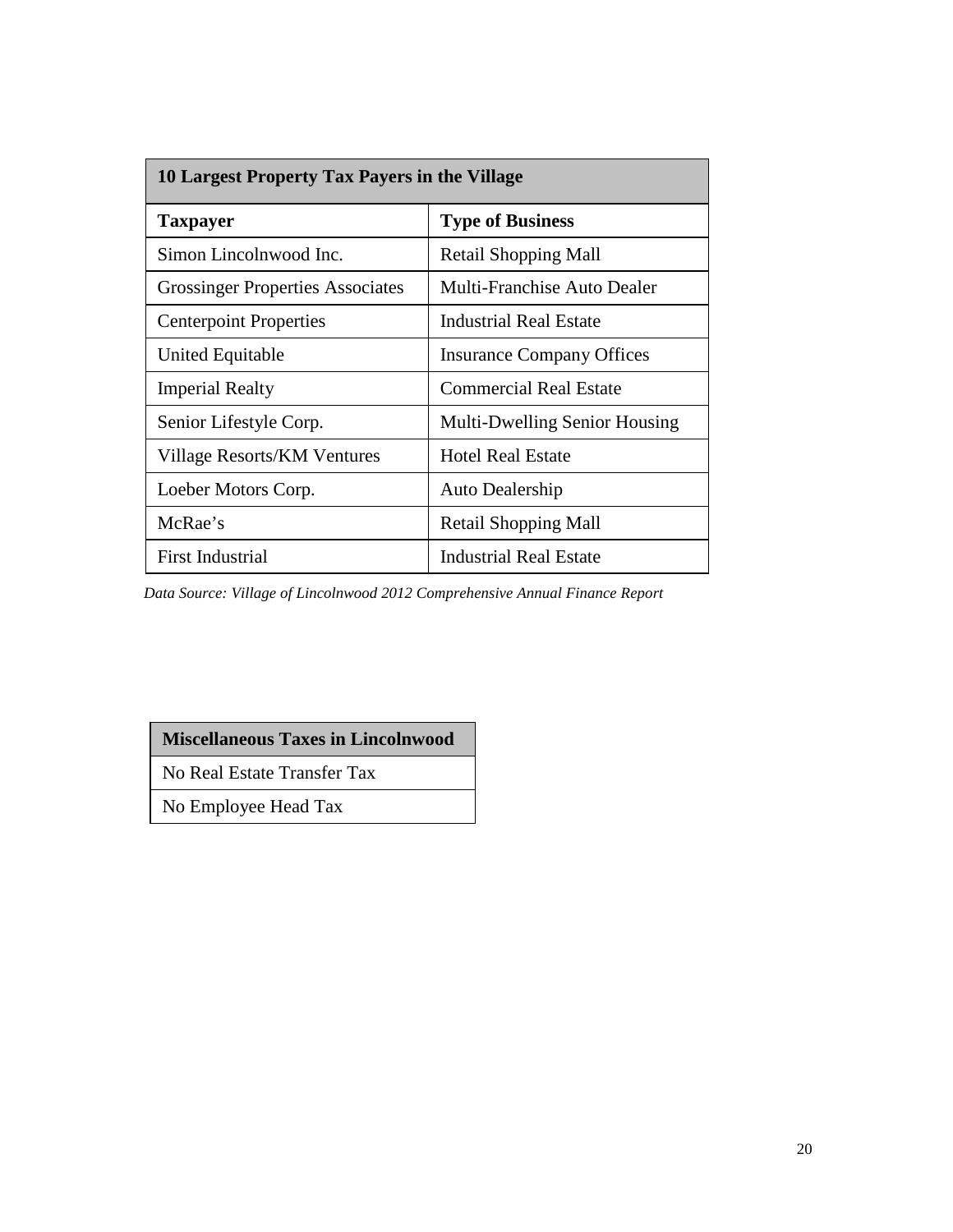| 10 Largest Property Tax Payers in the Village | |
|---|---|
| **Taxpayer** | **Type of Business** |
| Simon Lincolnwood Inc. | Retail Shopping Mall |
| Grossinger Properties Associates | Multi-Franchise Auto Dealer |
| Centerpoint Properties | Industrial Real Estate |
| United Equitable | Insurance Company Offices |
| Imperial Realty | Commercial Real Estate |
| Senior Lifestyle Corp. | Multi-Dwelling Senior Housing |
| Village Resorts/KM Ventures | Hotel Real Estate |
| Loeber Motors Corp. | Auto Dealership |
| McRae's | Retail Shopping Mall |
| First Industrial | Industrial Real Estate |

*Data Source: Village of Lincolnwood 2012 Comprehensive Annual Finance Report*

| Miscellaneous Taxes in Lincolnwood |
|---|
| No Real Estate Transfer Tax |
| No Employee Head Tax |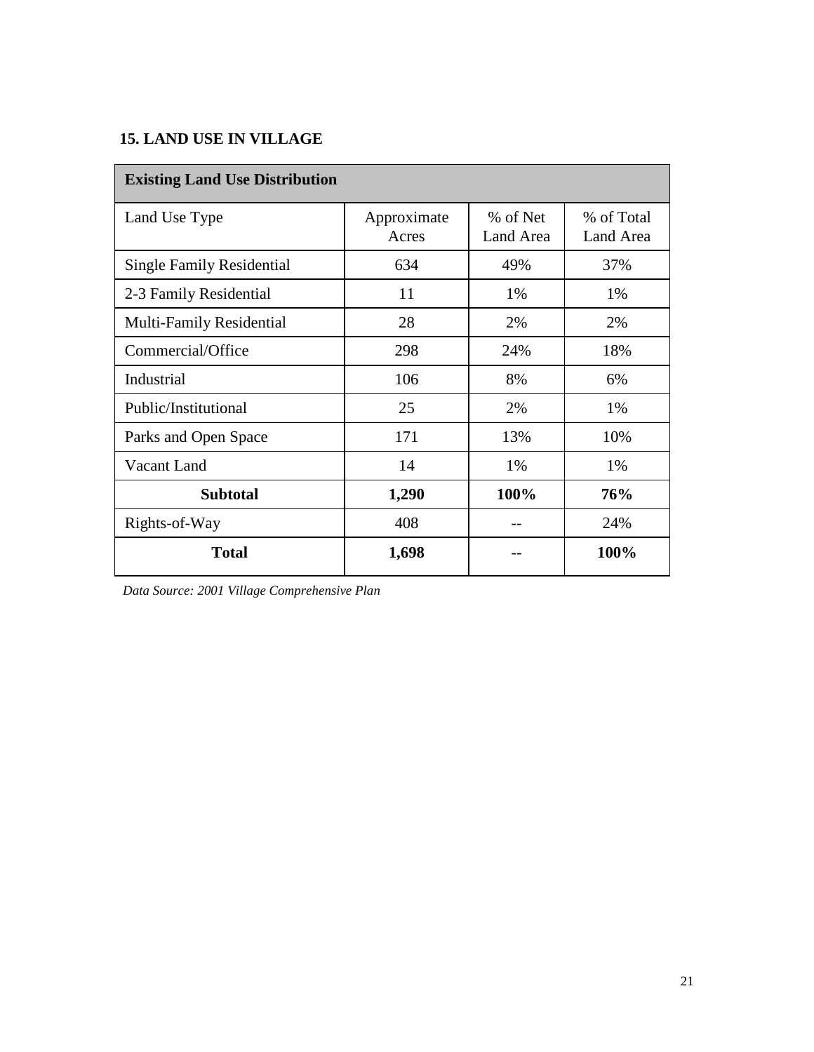## 15. LAND USE IN VILLAGE

| Existing Land Use Distribution | | | |
|---|---|---|---|
| Land Use Type | Approximate Acres | % of Net Land Area | % of Total Land Area |
| Single Family Residential | 634 | 49% | 37% |
| 2-3 Family Residential | 11 | 1% | 1% |
| Multi-Family Residential | 28 | 2% | 2% |
| Commercial/Office | 298 | 24% | 18% |
| Industrial | 106 | 8% | 6% |
| Public/Institutional | 25 | 2% | 1% |
| Parks and Open Space | 171 | 13% | 10% |
| Vacant Land | 14 | 1% | 1% |
| **Subtotal** | **1,290** | **100%** | **76%** |
| Rights-of-Way | 408 | -- | 24% |
| **Total** | **1,698** | **--** | **100%** |

*Data Source: 2001 Village Comprehensive Plan*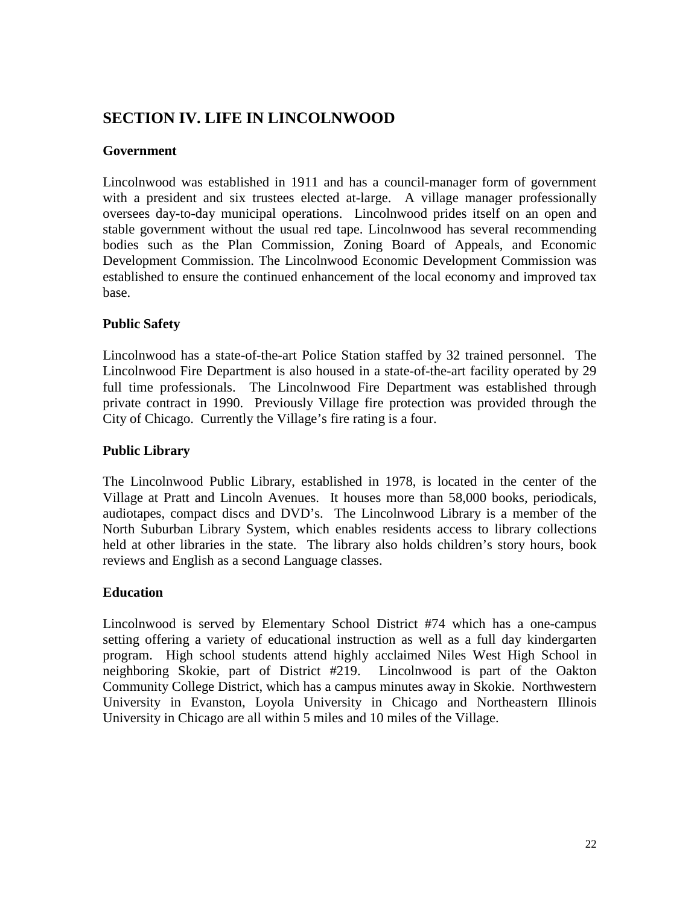## SECTION IV. LIFE IN LINCOLNWOOD

### Government

Lincolnwood was established in 1911 and has a council-manager form of government with a president and six trustees elected at-large. A village manager professionally oversees day-to-day municipal operations. Lincolnwood prides itself on an open and stable government without the usual red tape. Lincolnwood has several recommending bodies such as the Plan Commission, Zoning Board of Appeals, and Economic Development Commission. The Lincolnwood Economic Development Commission was established to ensure the continued enhancement of the local economy and improved tax base.

### Public Safety

Lincolnwood has a state-of-the-art Police Station staffed by 32 trained personnel. The Lincolnwood Fire Department is also housed in a state-of-the-art facility operated by 29 full time professionals. The Lincolnwood Fire Department was established through private contract in 1990. Previously Village fire protection was provided through the City of Chicago. Currently the Village's fire rating is a four.

### Public Library

The Lincolnwood Public Library, established in 1978, is located in the center of the Village at Pratt and Lincoln Avenues. It houses more than 58,000 books, periodicals, audiotapes, compact discs and DVD's. The Lincolnwood Library is a member of the North Suburban Library System, which enables residents access to library collections held at other libraries in the state. The library also holds children's story hours, book reviews and English as a second Language classes.

### Education

Lincolnwood is served by Elementary School District #74 which has a one-campus setting offering a variety of educational instruction as well as a full day kindergarten program. High school students attend highly acclaimed Niles West High School in neighboring Skokie, part of District #219. Lincolnwood is part of the Oakton Community College District, which has a campus minutes away in Skokie. Northwestern University in Evanston, Loyola University in Chicago and Northeastern Illinois University in Chicago are all within 5 miles and 10 miles of the Village.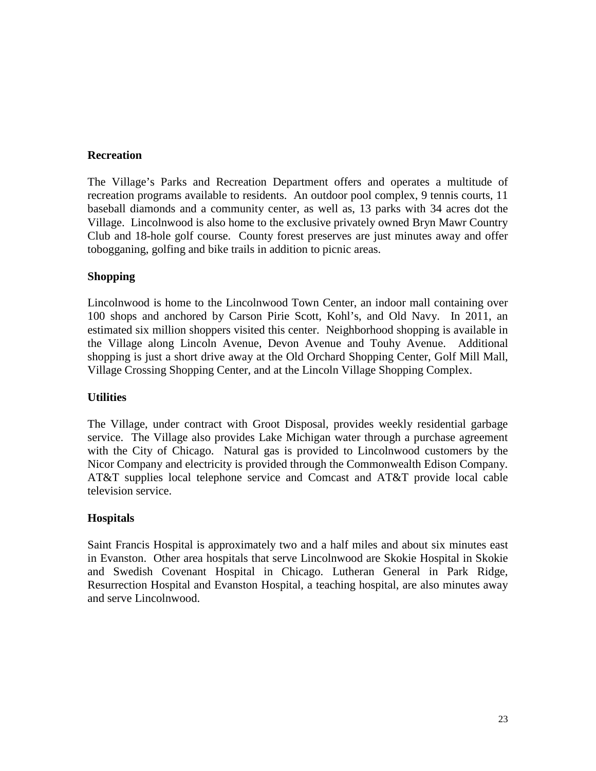**Recreation**

The Village's Parks and Recreation Department offers and operates a multitude of recreation programs available to residents. An outdoor pool complex, 9 tennis courts, 11 baseball diamonds and a community center, as well as, 13 parks with 34 acres dot the Village. Lincolnwood is also home to the exclusive privately owned Bryn Mawr Country Club and 18-hole golf course. County forest preserves are just minutes away and offer tobogganing, golfing and bike trails in addition to picnic areas.

**Shopping**

Lincolnwood is home to the Lincolnwood Town Center, an indoor mall containing over 100 shops and anchored by Carson Pirie Scott, Kohl's, and Old Navy. In 2011, an estimated six million shoppers visited this center. Neighborhood shopping is available in the Village along Lincoln Avenue, Devon Avenue and Touhy Avenue. Additional shopping is just a short drive away at the Old Orchard Shopping Center, Golf Mill Mall, Village Crossing Shopping Center, and at the Lincoln Village Shopping Complex.

**Utilities**

The Village, under contract with Groot Disposal, provides weekly residential garbage service. The Village also provides Lake Michigan water through a purchase agreement with the City of Chicago. Natural gas is provided to Lincolnwood customers by the Nicor Company and electricity is provided through the Commonwealth Edison Company. AT&T supplies local telephone service and Comcast and AT&T provide local cable television service.

**Hospitals**

Saint Francis Hospital is approximately two and a half miles and about six minutes east in Evanston. Other area hospitals that serve Lincolnwood are Skokie Hospital in Skokie and Swedish Covenant Hospital in Chicago. Lutheran General in Park Ridge, Resurrection Hospital and Evanston Hospital, a teaching hospital, are also minutes away and serve Lincolnwood.